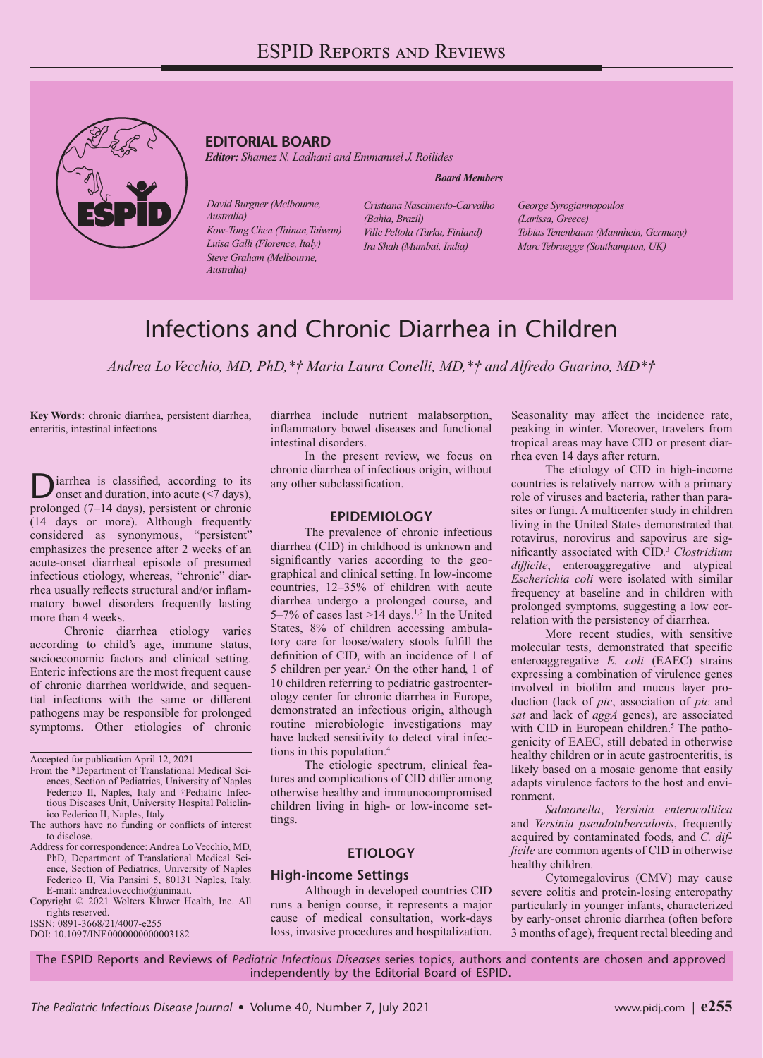ESPID Reports and Reviews

**EDITORIAL BOARD**

*Editor: Shamez N. Ladhani and Emmanuel J. Roilides*

***Board Members***

*David Burgner (Melbourne, Australia)*
*Kow-Tong Chen (Tainan,Taiwan)*
*Luisa Galli (Florence, Italy)*
*Steve Graham (Melbourne, Australia)*
*Cristiana Nascimento-Carvalho (Bahia, Brazil)*
*Ville Peltola (Turku, Finland)*
*Ira Shah (Mumbai, India)*
*George Syrogiannopoulos (Larissa, Greece)*
*Tobias Tenenbaum (Mannhein, Germany)*
*Marc Tebruegge (Southampton, UK)*

# Infections and Chronic Diarrhea in Children

*Andrea Lo Vecchio, MD, PhD,\*† Maria Laura Conelli, MD,\*† and Alfredo Guarino, MD\*†*

**Key Words:** chronic diarrhea, persistent diarrhea, enteritis, intestinal infections

Diarrhea is classified, according to its onset and duration, into acute (<7 days), prolonged (7–14 days), persistent or chronic (14 days or more). Although frequently considered as synonymous, "persistent" emphasizes the presence after 2 weeks of an acute-onset diarrheal episode of presumed infectious etiology, whereas, "chronic" diarrhea usually reflects structural and/or inflammatory bowel disorders frequently lasting more than 4 weeks.

Chronic diarrhea etiology varies according to child's age, immune status, socioeconomic factors and clinical setting. Enteric infections are the most frequent cause of chronic diarrhea worldwide, and sequential infections with the same or different pathogens may be responsible for prolonged symptoms. Other etiologies of chronic diarrhea include nutrient malabsorption, inflammatory bowel diseases and functional intestinal disorders.

In the present review, we focus on chronic diarrhea of infectious origin, without any other subclassification.

Accepted for publication April 12, 2021

From the \*Department of Translational Medical Sciences, Section of Pediatrics, University of Naples Federico II, Naples, Italy and †Pediatric Infectious Diseases Unit, University Hospital Policlinico Federico II, Naples, Italy

The authors have no funding or conflicts of interest to disclose.

Address for correspondence: Andrea Lo Vecchio, MD, PhD, Department of Translational Medical Sciences, Section of Pediatrics, University of Naples Federico II, Via Pansini 5, 80131 Naples, Italy. E-mail: andrea.lovecchio@unina.it.

Copyright © 2021 Wolters Kluwer Health, Inc. All rights reserved.

ISSN: 0891-3668/21/4007-e255

DOI: 10.1097/INF.0000000000003182

## EPIDEMIOLOGY

The prevalence of chronic infectious diarrhea (CID) in childhood is unknown and significantly varies according to the geographical and clinical setting. In low-income countries, 12–35% of children with acute diarrhea undergo a prolonged course, and 5–7% of cases last >14 days.[1,2] In the United States, 8% of children accessing ambulatory care for loose/watery stools fulfill the definition of CID, with an incidence of 1 of 5 children per year.[3] On the other hand, 1 of 10 children referring to pediatric gastroenterology center for chronic diarrhea in Europe, demonstrated an infectious origin, although routine microbiologic investigations may have lacked sensitivity to detect viral infections in this population.[4]

The etiologic spectrum, clinical features and complications of CID differ among otherwise healthy and immunocompromised children living in high- or low-income settings.

## ETIOLOGY

### High-income Settings

Although in developed countries CID runs a benign course, it represents a major cause of medical consultation, work-days loss, invasive procedures and hospitalization. Seasonality may affect the incidence rate, peaking in winter. Moreover, travelers from tropical areas may have CID or present diarrhea even 14 days after return.

The etiology of CID in high-income countries is relatively narrow with a primary role of viruses and bacteria, rather than parasites or fungi. A multicenter study in children living in the United States demonstrated that rotavirus, norovirus and sapovirus are significantly associated with CID.[3] *Clostridium difficile*, enteroaggregative and atypical *Escherichia coli* were isolated with similar frequency at baseline and in children with prolonged symptoms, suggesting a low correlation with the persistency of diarrhea.

More recent studies, with sensitive molecular tests, demonstrated that specific enteroaggregative *E. coli* (EAEC) strains expressing a combination of virulence genes involved in biofilm and mucus layer production (lack of *pic*, association of *pic* and *sat* and lack of *aggA* genes), are associated with CID in European children.[5] The pathogenicity of EAEC, still debated in otherwise healthy children or in acute gastroenteritis, is likely based on a mosaic genome that easily adapts virulence factors to the host and environment.

*Salmonella*, *Yersinia enterocolitica* and *Yersinia pseudotuberculosis*, frequently acquired by contaminated foods, and *C. difficile* are common agents of CID in otherwise healthy children.

Cytomegalovirus (CMV) may cause severe colitis and protein-losing enteropathy particularly in younger infants, characterized by early-onset chronic diarrhea (often before 3 months of age), frequent rectal bleeding and

The ESPID Reports and Reviews of *Pediatric Infectious Diseases* series topics, authors and contents are chosen and approved independently by the Editorial Board of ESPID.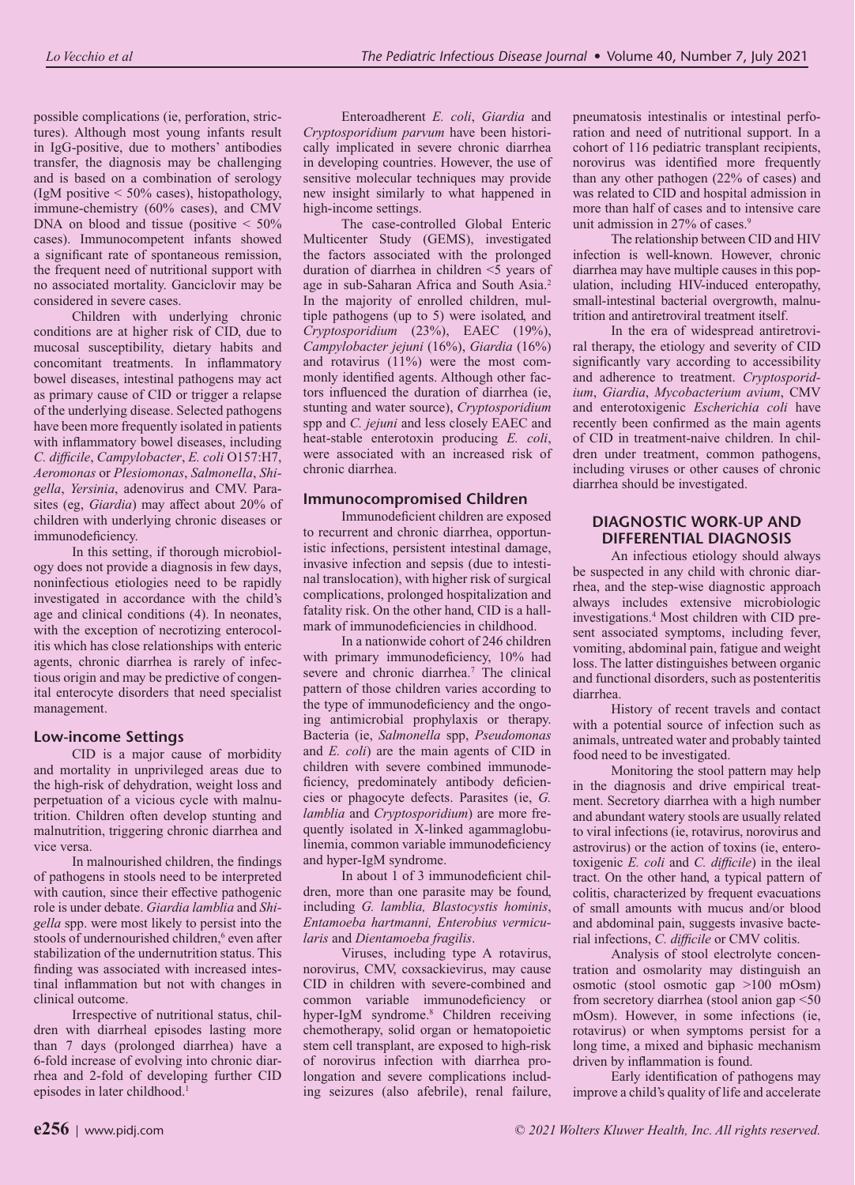possible complications (ie, perforation, strictures). Although most young infants result in IgG-positive, due to mothers' antibodies transfer, the diagnosis may be challenging and is based on a combination of serology (IgM positive < 50% cases), histopathology, immune-chemistry (60% cases), and CMV DNA on blood and tissue (positive < 50% cases). Immunocompetent infants showed a significant rate of spontaneous remission, the frequent need of nutritional support with no associated mortality. Ganciclovir may be considered in severe cases.

Children with underlying chronic conditions are at higher risk of CID, due to mucosal susceptibility, dietary habits and concomitant treatments. In inflammatory bowel diseases, intestinal pathogens may act as primary cause of CID or trigger a relapse of the underlying disease. Selected pathogens have been more frequently isolated in patients with inflammatory bowel diseases, including *C. difficile*, *Campylobacter*, *E. coli* O157:H7, *Aeromonas* or *Plesiomonas*, *Salmonella*, *Shigella*, *Yersinia*, adenovirus and CMV. Parasites (eg, *Giardia*) may affect about 20% of children with underlying chronic diseases or immunodeficiency.

In this setting, if thorough microbiology does not provide a diagnosis in few days, noninfectious etiologies need to be rapidly investigated in accordance with the child's age and clinical conditions (4). In neonates, with the exception of necrotizing enterocolitis which has close relationships with enteric agents, chronic diarrhea is rarely of infectious origin and may be predictive of congenital enterocyte disorders that need specialist management.

### Low-income Settings

CID is a major cause of morbidity and mortality in unprivileged areas due to the high-risk of dehydration, weight loss and perpetuation of a vicious cycle with malnutrition. Children often develop stunting and malnutrition, triggering chronic diarrhea and vice versa.

In malnourished children, the findings of pathogens in stools need to be interpreted with caution, since their effective pathogenic role is under debate. *Giardia lamblia* and *Shigella* spp. were most likely to persist into the stools of undernourished children,[6] even after stabilization of the undernutrition status. This finding was associated with increased intestinal inflammation but not with changes in clinical outcome.

Irrespective of nutritional status, children with diarrheal episodes lasting more than 7 days (prolonged diarrhea) have a 6-fold increase of evolving into chronic diarrhea and 2-fold of developing further CID episodes in later childhood.[1]

Enteroadherent *E. coli*, *Giardia* and *Cryptosporidium parvum* have been historically implicated in severe chronic diarrhea in developing countries. However, the use of sensitive molecular techniques may provide new insight similarly to what happened in high-income settings.

The case-controlled Global Enteric Multicenter Study (GEMS), investigated the factors associated with the prolonged duration of diarrhea in children <5 years of age in sub-Saharan Africa and South Asia.[2] In the majority of enrolled children, multiple pathogens (up to 5) were isolated, and *Cryptosporidium* (23%), EAEC (19%), *Campylobacter jejuni* (16%), *Giardia* (16%) and rotavirus (11%) were the most commonly identified agents. Although other factors influenced the duration of diarrhea (ie, stunting and water source), *Cryptosporidium* spp and *C. jejuni* and less closely EAEC and heat-stable enterotoxin producing *E. coli*, were associated with an increased risk of chronic diarrhea.

### Immunocompromised Children

Immunodeficient children are exposed to recurrent and chronic diarrhea, opportunistic infections, persistent intestinal damage, invasive infection and sepsis (due to intestinal translocation), with higher risk of surgical complications, prolonged hospitalization and fatality risk. On the other hand, CID is a hallmark of immunodeficiencies in childhood.

In a nationwide cohort of 246 children with primary immunodeficiency, 10% had severe and chronic diarrhea.[7] The clinical pattern of those children varies according to the type of immunodeficiency and the ongoing antimicrobial prophylaxis or therapy. Bacteria (ie, *Salmonella* spp, *Pseudomonas* and *E. coli*) are the main agents of CID in children with severe combined immunodeficiency, predominately antibody deficiencies or phagocyte defects. Parasites (ie, *G. lamblia* and *Cryptosporidium*) are more frequently isolated in X-linked agammaglobulinemia, common variable immunodeficiency and hyper-IgM syndrome.

In about 1 of 3 immunodeficient children, more than one parasite may be found, including *G. lamblia, Blastocystis hominis*, *Entamoeba hartmanni, Enterobius vermicularis* and *Dientamoeba fragilis*.

Viruses, including type A rotavirus, norovirus, CMV, coxsackievirus, may cause CID in children with severe-combined and common variable immunodeficiency or hyper-IgM syndrome.[8] Children receiving chemotherapy, solid organ or hematopoietic stem cell transplant, are exposed to high-risk of norovirus infection with diarrhea prolongation and severe complications including seizures (also afebrile), renal failure, pneumatosis intestinalis or intestinal perforation and need of nutritional support. In a cohort of 116 pediatric transplant recipients, norovirus was identified more frequently than any other pathogen (22% of cases) and was related to CID and hospital admission in more than half of cases and to intensive care unit admission in 27% of cases.[9]

The relationship between CID and HIV infection is well-known. However, chronic diarrhea may have multiple causes in this population, including HIV-induced enteropathy, small-intestinal bacterial overgrowth, malnutrition and antiretroviral treatment itself.

In the era of widespread antiretroviral therapy, the etiology and severity of CID significantly vary according to accessibility and adherence to treatment. *Cryptosporidium*, *Giardia*, *Mycobacterium avium*, CMV and enterotoxigenic *Escherichia coli* have recently been confirmed as the main agents of CID in treatment-naive children. In children under treatment, common pathogens, including viruses or other causes of chronic diarrhea should be investigated.

## DIAGNOSTIC WORK-UP AND DIFFERENTIAL DIAGNOSIS

An infectious etiology should always be suspected in any child with chronic diarrhea, and the step-wise diagnostic approach always includes extensive microbiologic investigations.[4] Most children with CID present associated symptoms, including fever, vomiting, abdominal pain, fatigue and weight loss. The latter distinguishes between organic and functional disorders, such as postenteritis diarrhea.

History of recent travels and contact with a potential source of infection such as animals, untreated water and probably tainted food need to be investigated.

Monitoring the stool pattern may help in the diagnosis and drive empirical treatment. Secretory diarrhea with a high number and abundant watery stools are usually related to viral infections (ie, rotavirus, norovirus and astrovirus) or the action of toxins (ie, enterotoxigenic *E. coli* and *C. difficile*) in the ileal tract. On the other hand, a typical pattern of colitis, characterized by frequent evacuations of small amounts with mucus and/or blood and abdominal pain, suggests invasive bacterial infections, *C. difficile* or CMV colitis.

Analysis of stool electrolyte concentration and osmolarity may distinguish an osmotic (stool osmotic gap >100 mOsm) from secretory diarrhea (stool anion gap <50 mOsm). However, in some infections (ie, rotavirus) or when symptoms persist for a long time, a mixed and biphasic mechanism driven by inflammation is found.

Early identification of pathogens may improve a child's quality of life and accelerate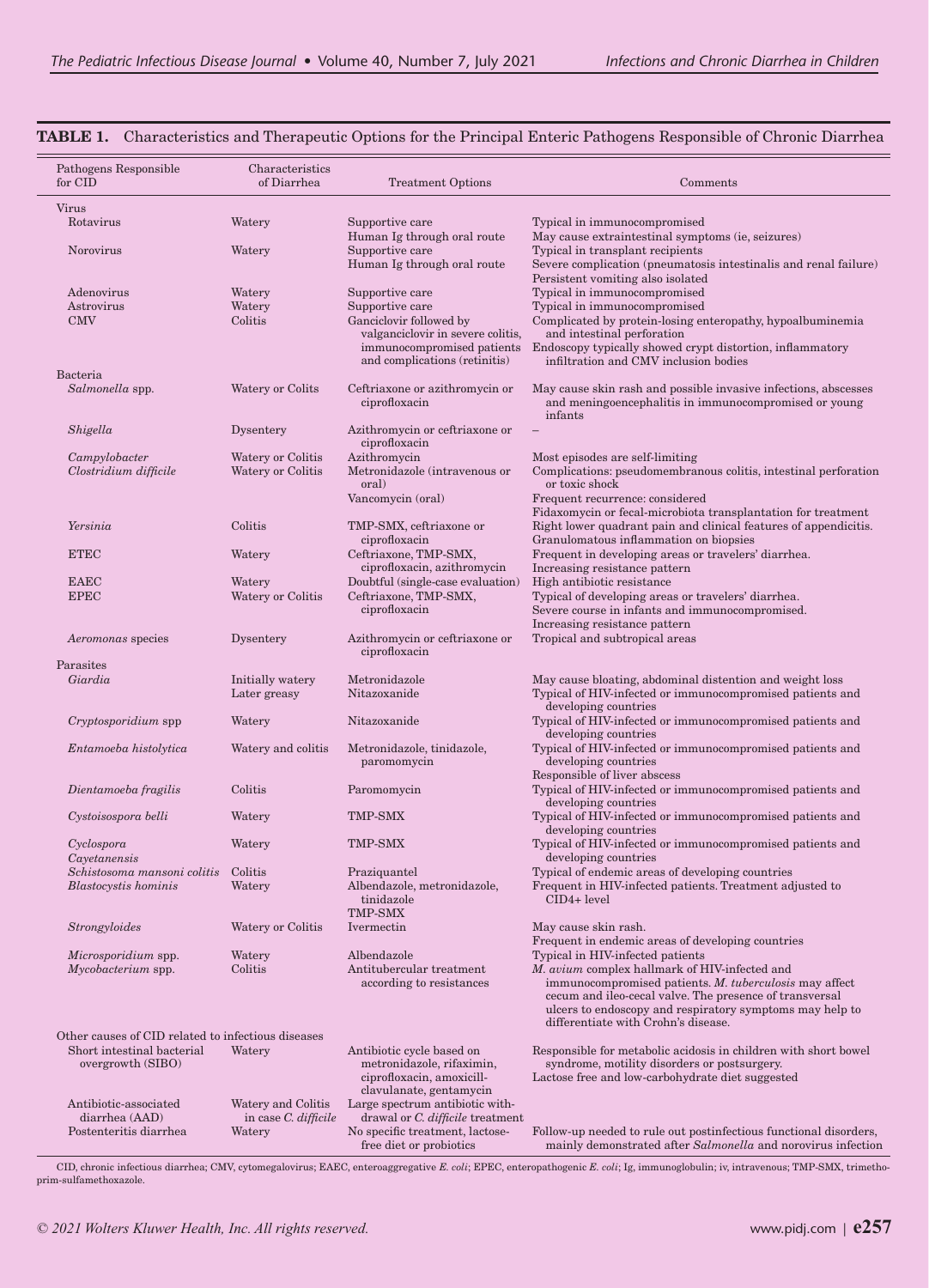**TABLE 1.** Characteristics and Therapeutic Options for the Principal Enteric Pathogens Responsible of Chronic Diarrhea

| Pathogens Responsible for CID | Characteristics of Diarrhea | Treatment Options | Comments |
|---|---|---|---|
| Virus | | | |
| Rotavirus | Watery | Supportive care<br>Human Ig through oral route | Typical in immunocompromised<br>May cause extraintestinal symptoms (ie, seizures) |
| Norovirus | Watery | Supportive care<br>Human Ig through oral route | Typical in transplant recipients<br>Severe complication (pneumatosis intestinalis and renal failure)<br>Persistent vomiting also isolated |
| Adenovirus | Watery | Supportive care | Typical in immunocompromised |
| Astrovirus | Watery | Supportive care | Typical in immunocompromised |
| CMV | Colitis | Ganciclovir followed by valganciclovir in severe colitis, immunocompromised patients and complications (retinitis) | Complicated by protein-losing enteropathy, hypoalbuminemia and intestinal perforation<br>Endoscopy typically showed crypt distortion, inflammatory infiltration and CMV inclusion bodies |
| Bacteria | | | |
| *Salmonella* spp. | Watery or Colits | Ceftriaxone or azithromycin or ciprofloxacin | May cause skin rash and possible invasive infections, abscesses and meningoencephalitis in immunocompromised or young infants |
| *Shigella* | Dysentery | Azithromycin or ceftriaxone or ciprofloxacin | – |
| *Campylobacter* | Watery or Colitis | Azithromycin | Most episodes are self-limiting |
| *Clostridium difficile* | Watery or Colitis | Metronidazole (intravenous or oral)<br>Vancomycin (oral) | Complications: pseudomembranous colitis, intestinal perforation or toxic shock<br>Frequent recurrence: considered<br>Fidaxomycin or fecal-microbiota transplantation for treatment |
| *Yersinia* | Colitis | TMP-SMX, ceftriaxone or ciprofloxacin | Right lower quadrant pain and clinical features of appendicitis.<br>Granulomatous inflammation on biopsies |
| ETEC | Watery | Ceftriaxone, TMP-SMX, ciprofloxacin, azithromycin | Frequent in developing areas or travelers' diarrhea.<br>Increasing resistance pattern |
| EAEC | Watery | Doubtful (single-case evaluation) | High antibiotic resistance |
| EPEC | Watery or Colitis | Ceftriaxone, TMP-SMX, ciprofloxacin | Typical of developing areas or travelers' diarrhea.<br>Severe course in infants and immunocompromised.<br>Increasing resistance pattern |
| *Aeromonas* species | Dysentery | Azithromycin or ceftriaxone or ciprofloxacin | Tropical and subtropical areas |
| Parasites | | | |
| *Giardia* | Initially watery<br>Later greasy | Metronidazole<br>Nitazoxanide | May cause bloating, abdominal distention and weight loss<br>Typical of HIV-infected or immunocompromised patients and developing countries |
| *Cryptosporidium* spp | Watery | Nitazoxanide | Typical of HIV-infected or immunocompromised patients and developing countries |
| *Entamoeba histolytica* | Watery and colitis | Metronidazole, tinidazole, paromomycin | Typical of HIV-infected or immunocompromised patients and developing countries<br>Responsible of liver abscess |
| *Dientamoeba fragilis* | Colitis | Paromomycin | Typical of HIV-infected or immunocompromised patients and developing countries |
| *Cystoisospora belli* | Watery | TMP-SMX | Typical of HIV-infected or immunocompromised patients and developing countries |
| *Cyclospora Cayetanensis* | Watery | TMP-SMX | Typical of HIV-infected or immunocompromised patients and developing countries |
| *Schistosoma mansoni colitis* | Colitis | Praziquantel | Typical of endemic areas of developing countries |
| *Blastocystis hominis* | Watery | Albendazole, metronidazole, tinidazole<br>TMP-SMX | Frequent in HIV-infected patients. Treatment adjusted to CID4+ level |
| *Strongyloides* | Watery or Colitis | Ivermectin | May cause skin rash.<br>Frequent in endemic areas of developing countries |
| *Microsporidium* spp. | Watery | Albendazole | Typical in HIV-infected patients |
| *Mycobacterium* spp. | Colitis | Antitubercular treatment according to resistances | *M. avium* complex hallmark of HIV-infected and immunocompromised patients. *M. tuberculosis* may affect cecum and ileo-cecal valve. The presence of transversal ulcers to endoscopy and respiratory symptoms may help to differentiate with Crohn's disease. |
| Other causes of CID related to infectious diseases | | | |
| Short intestinal bacterial overgrowth (SIBO) | Watery | Antibiotic cycle based on metronidazole, rifaximin, ciprofloxacin, amoxicill-clavulanate, gentamycin | Responsible for metabolic acidosis in children with short bowel syndrome, motility disorders or postsurgery.<br>Lactose free and low-carbohydrate diet suggested |
| Antibiotic-associated diarrhea (AAD) | Watery and Colitis in case *C. difficile* | Large spectrum antibiotic withdrawal or *C. difficile* treatment | |
| Postenteritis diarrhea | Watery | No specific treatment, lactose-free diet or probiotics | Follow-up needed to rule out postinfectious functional disorders, mainly demonstrated after *Salmonella* and norovirus infection |

CID, chronic infectious diarrhea; CMV, cytomegalovirus; EAEC, enteroaggregative *E. coli*; EPEC, enteropathogenic *E. coli*; Ig, immunoglobulin; iv, intravenous; TMP-SMX, trimethoprim-sulfamethoxazole.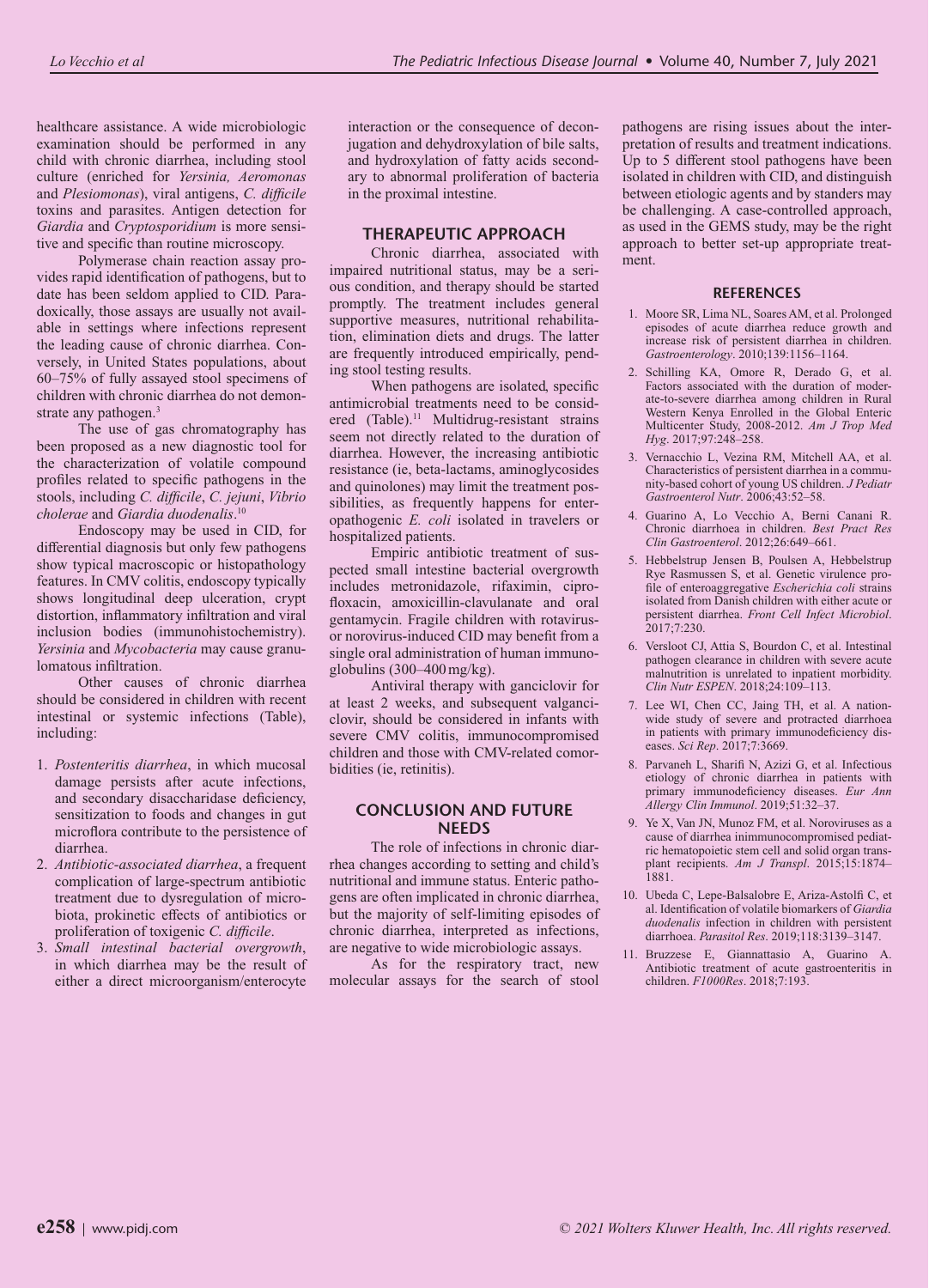healthcare assistance. A wide microbiologic examination should be performed in any child with chronic diarrhea, including stool culture (enriched for *Yersinia, Aeromonas* and *Plesiomonas*), viral antigens, *C. difficile* toxins and parasites. Antigen detection for *Giardia* and *Cryptosporidium* is more sensitive and specific than routine microscopy.

Polymerase chain reaction assay provides rapid identification of pathogens, but to date has been seldom applied to CID. Paradoxically, those assays are usually not available in settings where infections represent the leading cause of chronic diarrhea. Conversely, in United States populations, about 60–75% of fully assayed stool specimens of children with chronic diarrhea do not demonstrate any pathogen.[3]

The use of gas chromatography has been proposed as a new diagnostic tool for the characterization of volatile compound profiles related to specific pathogens in the stools, including *C. difficile*, *C. jejuni*, *Vibrio cholerae* and *Giardia duodenalis*.[10]

Endoscopy may be used in CID, for differential diagnosis but only few pathogens show typical macroscopic or histopathology features. In CMV colitis, endoscopy typically shows longitudinal deep ulceration, crypt distortion, inflammatory infiltration and viral inclusion bodies (immunohistochemistry). *Yersinia* and *Mycobacteria* may cause granulomatous infiltration.

Other causes of chronic diarrhea should be considered in children with recent intestinal or systemic infections (Table), including:

1. *Postenteritis diarrhea*, in which mucosal damage persists after acute infections, and secondary disaccharidase deficiency, sensitization to foods and changes in gut microflora contribute to the persistence of diarrhea.
2. *Antibiotic-associated diarrhea*, a frequent complication of large-spectrum antibiotic treatment due to dysregulation of microbiota, prokinetic effects of antibiotics or proliferation of toxigenic *C. difficile*.
3. *Small intestinal bacterial overgrowth*, in which diarrhea may be the result of either a direct microorganism/enterocyte interaction or the consequence of deconjugation and dehydroxylation of bile salts, and hydroxylation of fatty acids secondary to abnormal proliferation of bacteria in the proximal intestine.

## THERAPEUTIC APPROACH

Chronic diarrhea, associated with impaired nutritional status, may be a serious condition, and therapy should be started promptly. The treatment includes general supportive measures, nutritional rehabilitation, elimination diets and drugs. The latter are frequently introduced empirically, pending stool testing results.

When pathogens are isolated, specific antimicrobial treatments need to be considered (Table).[11] Multidrug-resistant strains seem not directly related to the duration of diarrhea. However, the increasing antibiotic resistance (ie, beta-lactams, aminoglycosides and quinolones) may limit the treatment possibilities, as frequently happens for enteropathogenic *E. coli* isolated in travelers or hospitalized patients.

Empiric antibiotic treatment of suspected small intestine bacterial overgrowth includes metronidazole, rifaximin, ciprofloxacin, amoxicillin-clavulanate and oral gentamycin. Fragile children with rotavirus- or norovirus-induced CID may benefit from a single oral administration of human immunoglobulins (300–400 mg/kg).

Antiviral therapy with ganciclovir for at least 2 weeks, and subsequent valganciclovir, should be considered in infants with severe CMV colitis, immunocompromised children and those with CMV-related comorbidities (ie, retinitis).

## CONCLUSION AND FUTURE NEEDS

The role of infections in chronic diarrhea changes according to setting and child's nutritional and immune status. Enteric pathogens are often implicated in chronic diarrhea, but the majority of self-limiting episodes of chronic diarrhea, interpreted as infections, are negative to wide microbiologic assays.

As for the respiratory tract, new molecular assays for the search of stool pathogens are rising issues about the interpretation of results and treatment indications. Up to 5 different stool pathogens have been isolated in children with CID, and distinguish between etiologic agents and by standers may be challenging. A case-controlled approach, as used in the GEMS study, may be the right approach to better set-up appropriate treatment.

## REFERENCES

1. Moore SR, Lima NL, Soares AM, et al. Prolonged episodes of acute diarrhea reduce growth and increase risk of persistent diarrhea in children. *Gastroenterology*. 2010;139:1156–1164.
2. Schilling KA, Omore R, Derado G, et al. Factors associated with the duration of moderate-to-severe diarrhea among children in Rural Western Kenya Enrolled in the Global Enteric Multicenter Study, 2008-2012. *Am J Trop Med Hyg*. 2017;97:248–258.
3. Vernacchio L, Vezina RM, Mitchell AA, et al. Characteristics of persistent diarrhea in a community-based cohort of young US children. *J Pediatr Gastroenterol Nutr*. 2006;43:52–58.
4. Guarino A, Lo Vecchio A, Berni Canani R. Chronic diarrhoea in children. *Best Pract Res Clin Gastroenterol*. 2012;26:649–661.
5. Hebbelstrup Jensen B, Poulsen A, Hebbelstrup Rye Rasmussen S, et al. Genetic virulence profile of enteroaggregative *Escherichia coli* strains isolated from Danish children with either acute or persistent diarrhea. *Front Cell Infect Microbiol*. 2017;7:230.
6. Versloot CJ, Attia S, Bourdon C, et al. Intestinal pathogen clearance in children with severe acute malnutrition is unrelated to inpatient morbidity. *Clin Nutr ESPEN*. 2018;24:109–113.
7. Lee WI, Chen CC, Jaing TH, et al. A nationwide study of severe and protracted diarrhoea in patients with primary immunodeficiency diseases. *Sci Rep*. 2017;7:3669.
8. Parvaneh L, Sharifi N, Azizi G, et al. Infectious etiology of chronic diarrhea in patients with primary immunodeficiency diseases. *Eur Ann Allergy Clin Immunol*. 2019;51:32–37.
9. Ye X, Van JN, Munoz FM, et al. Noroviruses as a cause of diarrhea inimmunocompromised pediatric hematopoietic stem cell and solid organ transplant recipients. *Am J Transpl*. 2015;15:1874–1881.
10. Ubeda C, Lepe-Balsalobre E, Ariza-Astolfi C, et al. Identification of volatile biomarkers of *Giardia duodenalis* infection in children with persistent diarrhoea. *Parasitol Res*. 2019;118:3139–3147.
11. Bruzzese E, Giannattasio A, Guarino A. Antibiotic treatment of acute gastroenteritis in children. *F1000Res*. 2018;7:193.